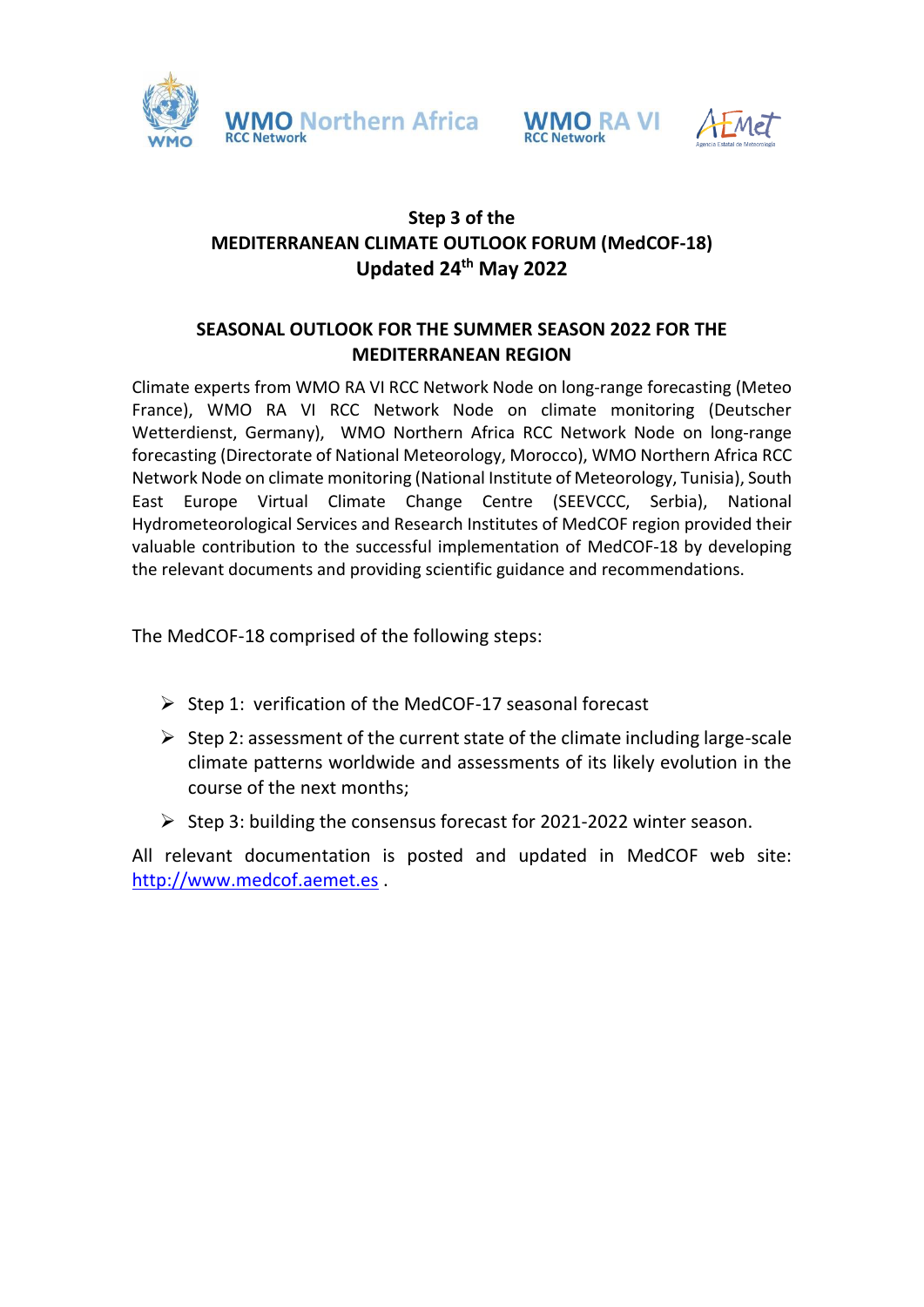**Step 3 of the**
**MEDITERRANEAN CLIMATE OUTLOOK FORUM (MedCOF-18)**
**Updated 24th May 2022**

## SEASONAL OUTLOOK FOR THE SUMMER SEASON 2022 FOR THE MEDITERRANEAN REGION

Climate experts from WMO RA VI RCC Network Node on long-range forecasting (Meteo France), WMO RA VI RCC Network Node on climate monitoring (Deutscher Wetterdienst, Germany), WMO Northern Africa RCC Network Node on long-range forecasting (Directorate of National Meteorology, Morocco), WMO Northern Africa RCC Network Node on climate monitoring (National Institute of Meteorology, Tunisia), South East Europe Virtual Climate Change Centre (SEEVCCC, Serbia), National Hydrometeorological Services and Research Institutes of MedCOF region provided their valuable contribution to the successful implementation of MedCOF-18 by developing the relevant documents and providing scientific guidance and recommendations.

The MedCOF-18 comprised of the following steps:

- Step 1: verification of the MedCOF-17 seasonal forecast
- Step 2: assessment of the current state of the climate including large-scale climate patterns worldwide and assessments of its likely evolution in the course of the next months;
- Step 3: building the consensus forecast for 2021-2022 winter season.

All relevant documentation is posted and updated in MedCOF web site: http://www.medcof.aemet.es .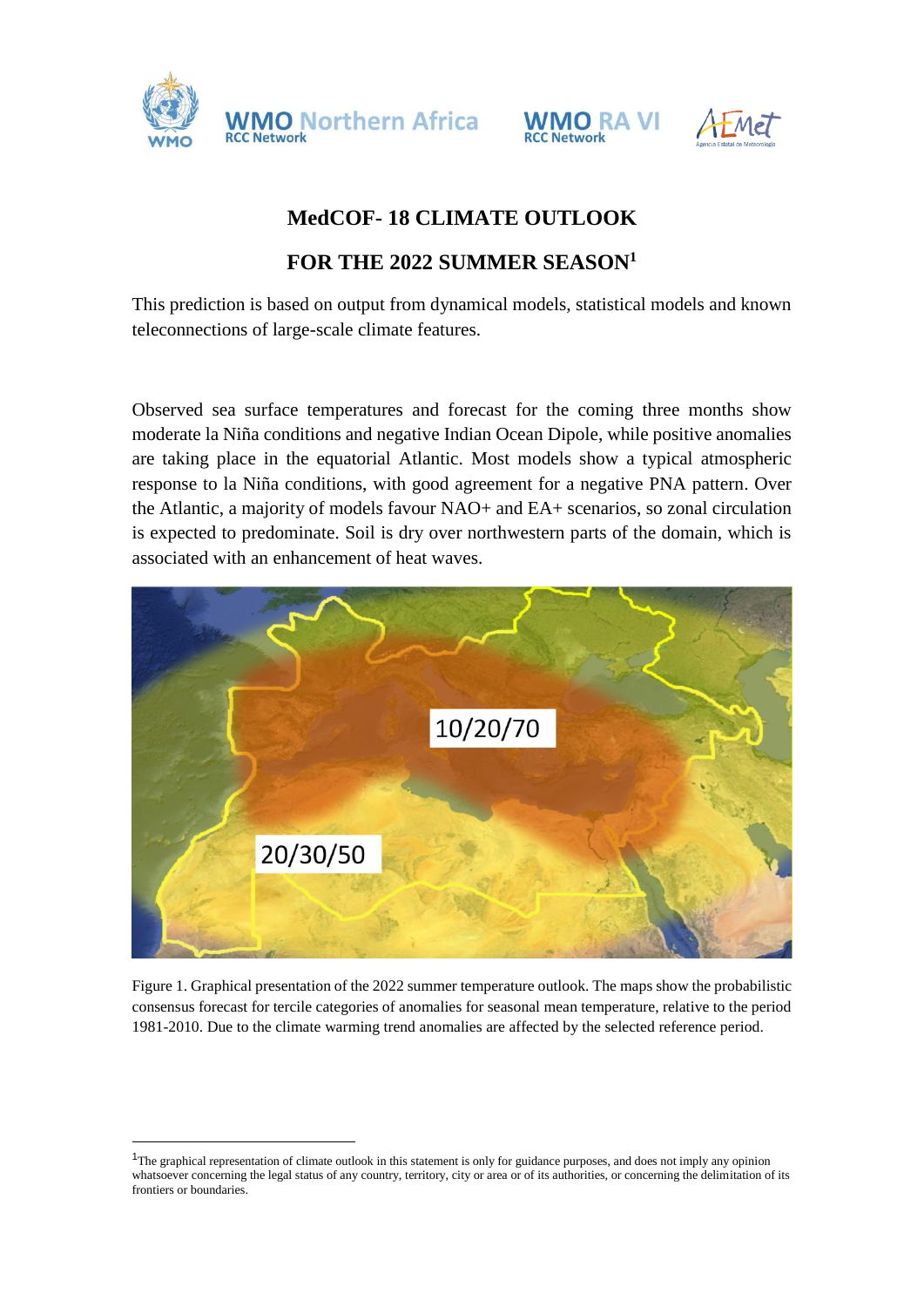# MedCOF- 18 CLIMATE OUTLOOK

## FOR THE 2022 SUMMER SEASON[1]

This prediction is based on output from dynamical models, statistical models and known teleconnections of large-scale climate features.

Observed sea surface temperatures and forecast for the coming three months show moderate la Niña conditions and negative Indian Ocean Dipole, while positive anomalies are taking place in the equatorial Atlantic. Most models show a typical atmospheric response to la Niña conditions, with good agreement for a negative PNA pattern. Over the Atlantic, a majority of models favour NAO+ and EA+ scenarios, so zonal circulation is expected to predominate. Soil is dry over northwestern parts of the domain, which is associated with an enhancement of heat waves.

Figure 1. Graphical presentation of the 2022 summer temperature outlook. The maps show the probabilistic consensus forecast for tercile categories of anomalies for seasonal mean temperature, relative to the period 1981-2010. Due to the climate warming trend anomalies are affected by the selected reference period.

[1] The graphical representation of climate outlook in this statement is only for guidance purposes, and does not imply any opinion whatsoever concerning the legal status of any country, territory, city or area or of its authorities, or concerning the delimitation of its frontiers or boundaries.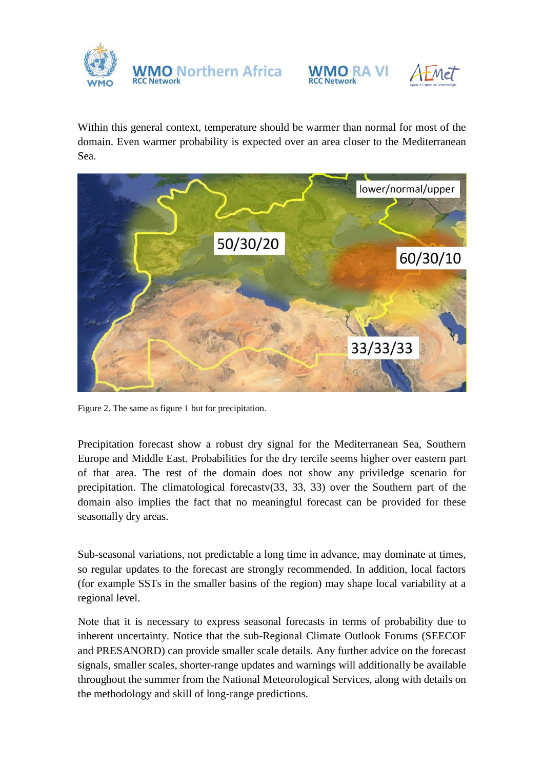Within this general context, temperature should be warmer than normal for most of the domain. Even warmer probability is expected over an area closer to the Mediterranean Sea.

lower/normal/upper

50/30/20

60/30/10

33/33/33

Figure 2. The same as figure 1 but for precipitation.

Precipitation forecast show a robust dry signal for the Mediterranean Sea, Southern Europe and Middle East. Probabilities for the dry tercile seems higher over eastern part of that area. The rest of the domain does not show any priviledge scenario for precipitation. The climatological forecastv(33, 33, 33) over the Southern part of the domain also implies the fact that no meaningful forecast can be provided for these seasonally dry areas.

Sub-seasonal variations, not predictable a long time in advance, may dominate at times, so regular updates to the forecast are strongly recommended. In addition, local factors (for example SSTs in the smaller basins of the region) may shape local variability at a regional level.

Note that it is necessary to express seasonal forecasts in terms of probability due to inherent uncertainty. Notice that the sub-Regional Climate Outlook Forums (SEECOF and PRESANORD) can provide smaller scale details. Any further advice on the forecast signals, smaller scales, shorter-range updates and warnings will additionally be available throughout the summer from the National Meteorological Services, along with details on the methodology and skill of long-range predictions.